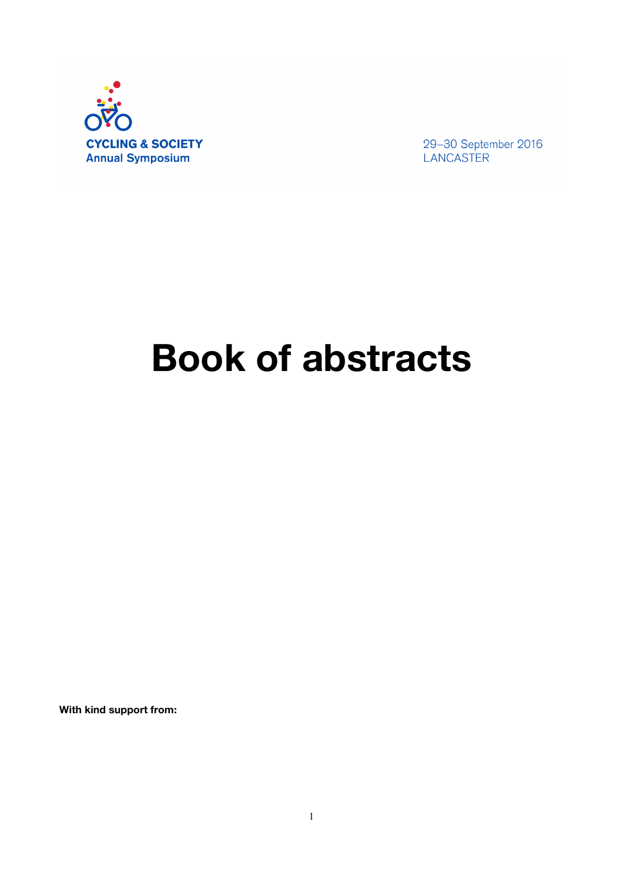**CYCLING & SOCIETY**
**Annual Symposium**

29–30 September 2016
LANCASTER

# Book of abstracts

**With kind support from:**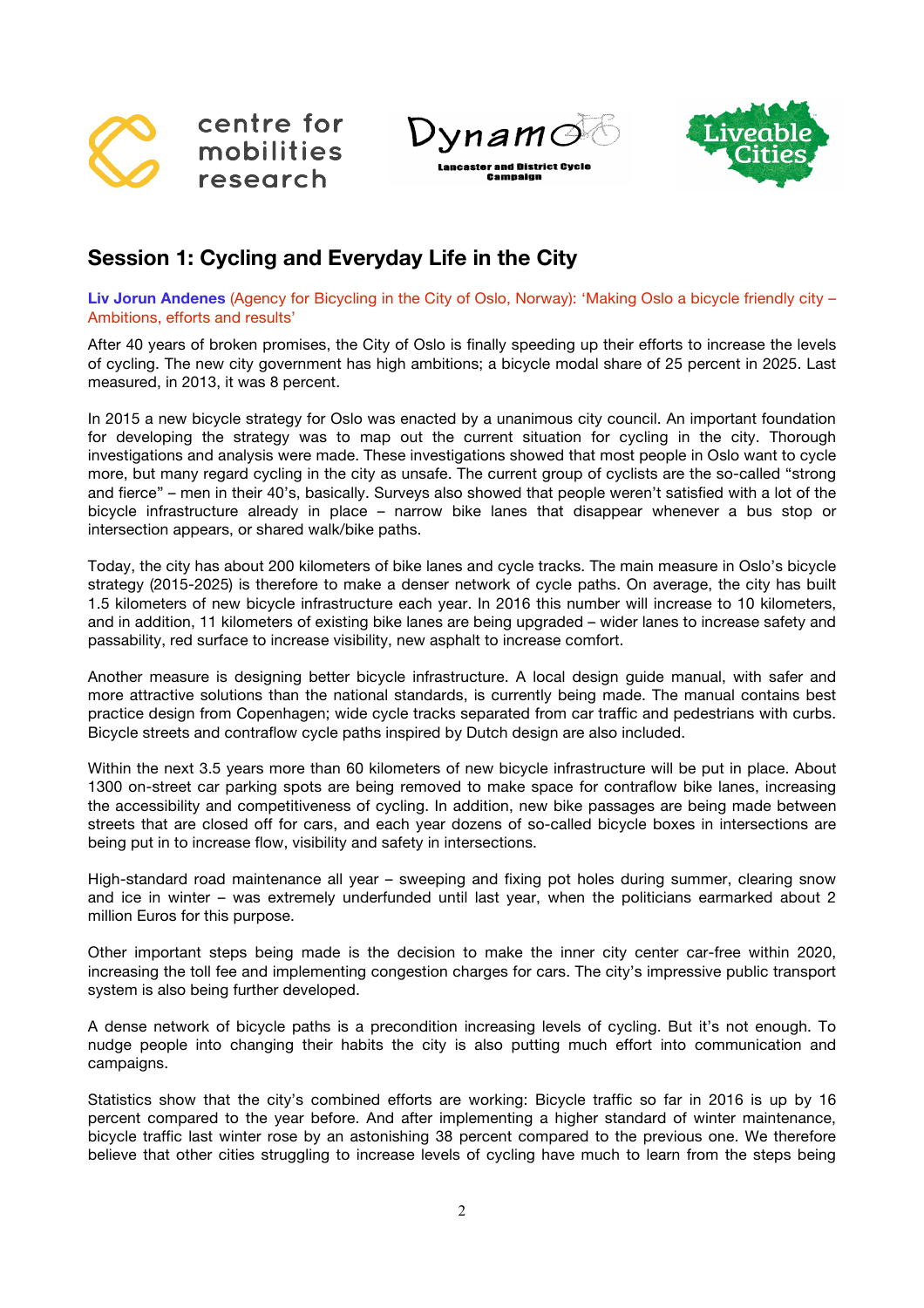## Session 1: Cycling and Everyday Life in the City

**Liv Jorun Andenes** (Agency for Bicycling in the City of Oslo, Norway): 'Making Oslo a bicycle friendly city – Ambitions, efforts and results'

After 40 years of broken promises, the City of Oslo is finally speeding up their efforts to increase the levels of cycling. The new city government has high ambitions; a bicycle modal share of 25 percent in 2025. Last measured, in 2013, it was 8 percent.

In 2015 a new bicycle strategy for Oslo was enacted by a unanimous city council. An important foundation for developing the strategy was to map out the current situation for cycling in the city. Thorough investigations and analysis were made. These investigations showed that most people in Oslo want to cycle more, but many regard cycling in the city as unsafe. The current group of cyclists are the so-called "strong and fierce" – men in their 40's, basically. Surveys also showed that people weren't satisfied with a lot of the bicycle infrastructure already in place – narrow bike lanes that disappear whenever a bus stop or intersection appears, or shared walk/bike paths.

Today, the city has about 200 kilometers of bike lanes and cycle tracks. The main measure in Oslo's bicycle strategy (2015-2025) is therefore to make a denser network of cycle paths. On average, the city has built 1.5 kilometers of new bicycle infrastructure each year. In 2016 this number will increase to 10 kilometers, and in addition, 11 kilometers of existing bike lanes are being upgraded – wider lanes to increase safety and passability, red surface to increase visibility, new asphalt to increase comfort.

Another measure is designing better bicycle infrastructure. A local design guide manual, with safer and more attractive solutions than the national standards, is currently being made. The manual contains best practice design from Copenhagen; wide cycle tracks separated from car traffic and pedestrians with curbs. Bicycle streets and contraflow cycle paths inspired by Dutch design are also included.

Within the next 3.5 years more than 60 kilometers of new bicycle infrastructure will be put in place. About 1300 on-street car parking spots are being removed to make space for contraflow bike lanes, increasing the accessibility and competitiveness of cycling. In addition, new bike passages are being made between streets that are closed off for cars, and each year dozens of so-called bicycle boxes in intersections are being put in to increase flow, visibility and safety in intersections.

High-standard road maintenance all year – sweeping and fixing pot holes during summer, clearing snow and ice in winter – was extremely underfunded until last year, when the politicians earmarked about 2 million Euros for this purpose.

Other important steps being made is the decision to make the inner city center car-free within 2020, increasing the toll fee and implementing congestion charges for cars. The city's impressive public transport system is also being further developed.

A dense network of bicycle paths is a precondition increasing levels of cycling. But it's not enough. To nudge people into changing their habits the city is also putting much effort into communication and campaigns.

Statistics show that the city's combined efforts are working: Bicycle traffic so far in 2016 is up by 16 percent compared to the year before. And after implementing a higher standard of winter maintenance, bicycle traffic last winter rose by an astonishing 38 percent compared to the previous one. We therefore believe that other cities struggling to increase levels of cycling have much to learn from the steps being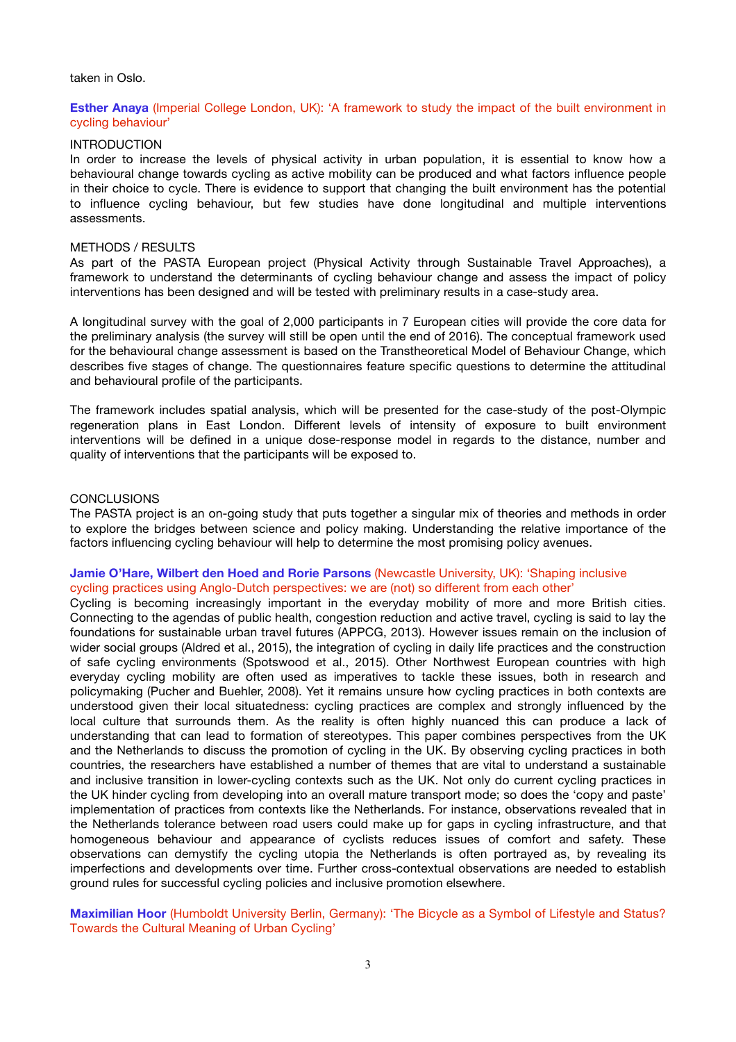taken in Oslo.

**Esther Anaya** (Imperial College London, UK): 'A framework to study the impact of the built environment in cycling behaviour'

INTRODUCTION
In order to increase the levels of physical activity in urban population, it is essential to know how a behavioural change towards cycling as active mobility can be produced and what factors influence people in their choice to cycle. There is evidence to support that changing the built environment has the potential to influence cycling behaviour, but few studies have done longitudinal and multiple interventions assessments.

METHODS / RESULTS
As part of the PASTA European project (Physical Activity through Sustainable Travel Approaches), a framework to understand the determinants of cycling behaviour change and assess the impact of policy interventions has been designed and will be tested with preliminary results in a case-study area.

A longitudinal survey with the goal of 2,000 participants in 7 European cities will provide the core data for the preliminary analysis (the survey will still be open until the end of 2016). The conceptual framework used for the behavioural change assessment is based on the Transtheoretical Model of Behaviour Change, which describes five stages of change. The questionnaires feature specific questions to determine the attitudinal and behavioural profile of the participants.

The framework includes spatial analysis, which will be presented for the case-study of the post-Olympic regeneration plans in East London. Different levels of intensity of exposure to built environment interventions will be defined in a unique dose-response model in regards to the distance, number and quality of interventions that the participants will be exposed to.

CONCLUSIONS
The PASTA project is an on-going study that puts together a singular mix of theories and methods in order to explore the bridges between science and policy making. Understanding the relative importance of the factors influencing cycling behaviour will help to determine the most promising policy avenues.

**Jamie O'Hare, Wilbert den Hoed and Rorie Parsons** (Newcastle University, UK): 'Shaping inclusive cycling practices using Anglo-Dutch perspectives: we are (not) so different from each other'
Cycling is becoming increasingly important in the everyday mobility of more and more British cities. Connecting to the agendas of public health, congestion reduction and active travel, cycling is said to lay the foundations for sustainable urban travel futures (APPCG, 2013). However issues remain on the inclusion of wider social groups (Aldred et al., 2015), the integration of cycling in daily life practices and the construction of safe cycling environments (Spotswood et al., 2015). Other Northwest European countries with high everyday cycling mobility are often used as imperatives to tackle these issues, both in research and policymaking (Pucher and Buehler, 2008). Yet it remains unsure how cycling practices in both contexts are understood given their local situatedness: cycling practices are complex and strongly influenced by the local culture that surrounds them. As the reality is often highly nuanced this can produce a lack of understanding that can lead to formation of stereotypes. This paper combines perspectives from the UK and the Netherlands to discuss the promotion of cycling in the UK. By observing cycling practices in both countries, the researchers have established a number of themes that are vital to understand a sustainable and inclusive transition in lower-cycling contexts such as the UK. Not only do current cycling practices in the UK hinder cycling from developing into an overall mature transport mode; so does the 'copy and paste' implementation of practices from contexts like the Netherlands. For instance, observations revealed that in the Netherlands tolerance between road users could make up for gaps in cycling infrastructure, and that homogeneous behaviour and appearance of cyclists reduces issues of comfort and safety. These observations can demystify the cycling utopia the Netherlands is often portrayed as, by revealing its imperfections and developments over time. Further cross-contextual observations are needed to establish ground rules for successful cycling policies and inclusive promotion elsewhere.

**Maximilian Hoor** (Humboldt University Berlin, Germany): 'The Bicycle as a Symbol of Lifestyle and Status? Towards the Cultural Meaning of Urban Cycling'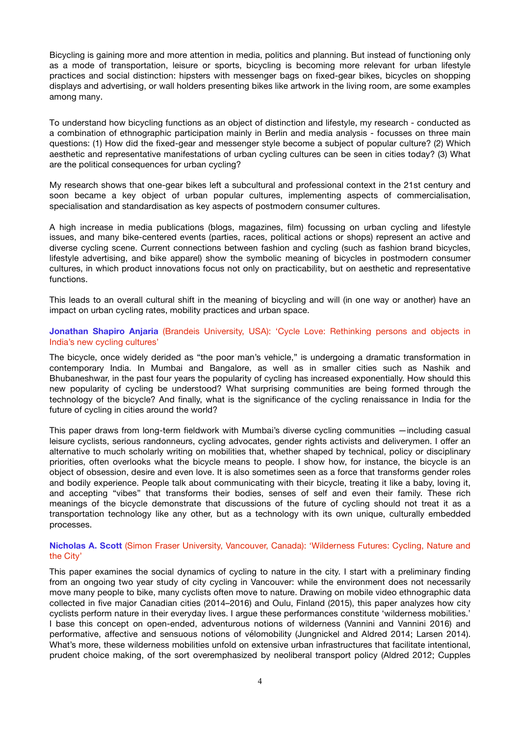Bicycling is gaining more and more attention in media, politics and planning. But instead of functioning only as a mode of transportation, leisure or sports, bicycling is becoming more relevant for urban lifestyle practices and social distinction: hipsters with messenger bags on fixed-gear bikes, bicycles on shopping displays and advertising, or wall holders presenting bikes like artwork in the living room, are some examples among many.

To understand how bicycling functions as an object of distinction and lifestyle, my research - conducted as a combination of ethnographic participation mainly in Berlin and media analysis - focusses on three main questions: (1) How did the fixed-gear and messenger style become a subject of popular culture? (2) Which aesthetic and representative manifestations of urban cycling cultures can be seen in cities today? (3) What are the political consequences for urban cycling?

My research shows that one-gear bikes left a subcultural and professional context in the 21st century and soon became a key object of urban popular cultures, implementing aspects of commercialisation, specialisation and standardisation as key aspects of postmodern consumer cultures.

A high increase in media publications (blogs, magazines, film) focussing on urban cycling and lifestyle issues, and many bike-centered events (parties, races, political actions or shops) represent an active and diverse cycling scene. Current connections between fashion and cycling (such as fashion brand bicycles, lifestyle advertising, and bike apparel) show the symbolic meaning of bicycles in postmodern consumer cultures, in which product innovations focus not only on practicability, but on aesthetic and representative functions.

This leads to an overall cultural shift in the meaning of bicycling and will (in one way or another) have an impact on urban cycling rates, mobility practices and urban space.

**Jonathan Shapiro Anjaria** (Brandeis University, USA): 'Cycle Love: Rethinking persons and objects in India's new cycling cultures'

The bicycle, once widely derided as "the poor man's vehicle," is undergoing a dramatic transformation in contemporary India. In Mumbai and Bangalore, as well as in smaller cities such as Nashik and Bhubaneshwar, in the past four years the popularity of cycling has increased exponentially. How should this new popularity of cycling be understood? What surprising communities are being formed through the technology of the bicycle? And finally, what is the significance of the cycling renaissance in India for the future of cycling in cities around the world?

This paper draws from long-term fieldwork with Mumbai's diverse cycling communities —including casual leisure cyclists, serious randonneurs, cycling advocates, gender rights activists and deliverymen. I offer an alternative to much scholarly writing on mobilities that, whether shaped by technical, policy or disciplinary priorities, often overlooks what the bicycle means to people. I show how, for instance, the bicycle is an object of obsession, desire and even love. It is also sometimes seen as a force that transforms gender roles and bodily experience. People talk about communicating with their bicycle, treating it like a baby, loving it, and accepting "vibes" that transforms their bodies, senses of self and even their family. These rich meanings of the bicycle demonstrate that discussions of the future of cycling should not treat it as a transportation technology like any other, but as a technology with its own unique, culturally embedded processes.

**Nicholas A. Scott** (Simon Fraser University, Vancouver, Canada): 'Wilderness Futures: Cycling, Nature and the City'

This paper examines the social dynamics of cycling to nature in the city. I start with a preliminary finding from an ongoing two year study of city cycling in Vancouver: while the environment does not necessarily move many people to bike, many cyclists often move to nature. Drawing on mobile video ethnographic data collected in five major Canadian cities (2014–2016) and Oulu, Finland (2015), this paper analyzes how city cyclists perform nature in their everyday lives. I argue these performances constitute 'wilderness mobilities.' I base this concept on open-ended, adventurous notions of wilderness (Vannini and Vannini 2016) and performative, affective and sensuous notions of vélomobility (Jungnickel and Aldred 2014; Larsen 2014). What's more, these wilderness mobilities unfold on extensive urban infrastructures that facilitate intentional, prudent choice making, of the sort overemphasized by neoliberal transport policy (Aldred 2012; Cupples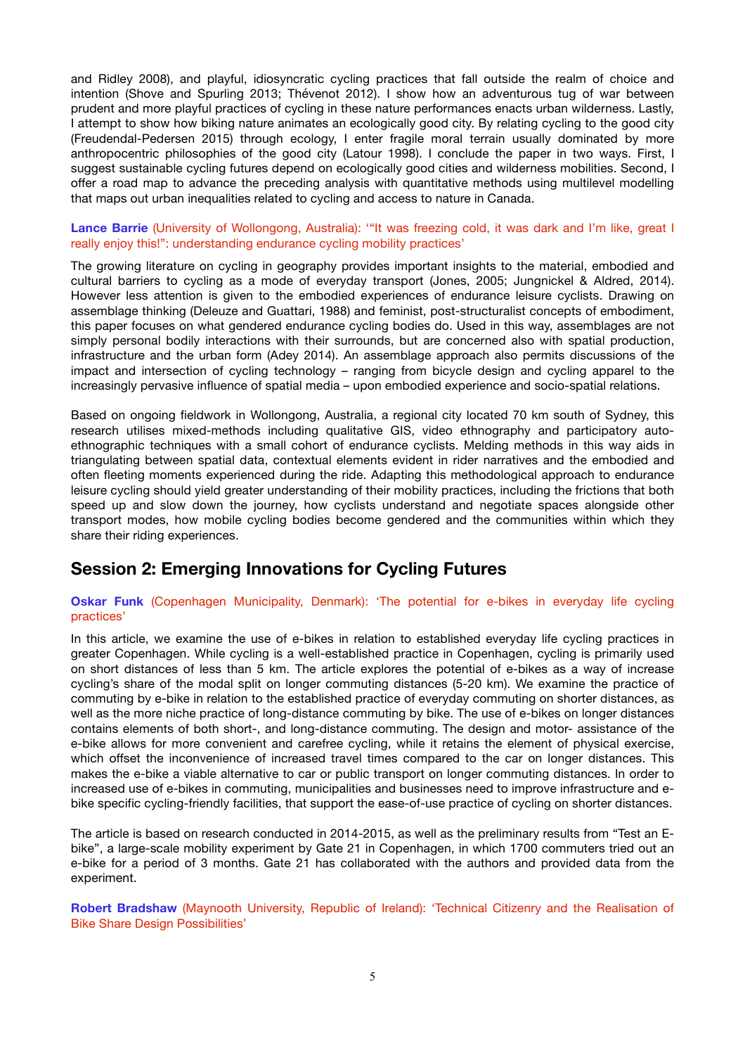and Ridley 2008), and playful, idiosyncratic cycling practices that fall outside the realm of choice and intention (Shove and Spurling 2013; Thévenot 2012). I show how an adventurous tug of war between prudent and more playful practices of cycling in these nature performances enacts urban wilderness. Lastly, I attempt to show how biking nature animates an ecologically good city. By relating cycling to the good city (Freudendal-Pedersen 2015) through ecology, I enter fragile moral terrain usually dominated by more anthropocentric philosophies of the good city (Latour 1998). I conclude the paper in two ways. First, I suggest sustainable cycling futures depend on ecologically good cities and wilderness mobilities. Second, I offer a road map to advance the preceding analysis with quantitative methods using multilevel modelling that maps out urban inequalities related to cycling and access to nature in Canada.

**Lance Barrie** (University of Wollongong, Australia): '"It was freezing cold, it was dark and I'm like, great I really enjoy this!": understanding endurance cycling mobility practices'

The growing literature on cycling in geography provides important insights to the material, embodied and cultural barriers to cycling as a mode of everyday transport (Jones, 2005; Jungnickel & Aldred, 2014). However less attention is given to the embodied experiences of endurance leisure cyclists. Drawing on assemblage thinking (Deleuze and Guattari, 1988) and feminist, post-structuralist concepts of embodiment, this paper focuses on what gendered endurance cycling bodies do. Used in this way, assemblages are not simply personal bodily interactions with their surrounds, but are concerned also with spatial production, infrastructure and the urban form (Adey 2014). An assemblage approach also permits discussions of the impact and intersection of cycling technology – ranging from bicycle design and cycling apparel to the increasingly pervasive influence of spatial media – upon embodied experience and socio-spatial relations.

Based on ongoing fieldwork in Wollongong, Australia, a regional city located 70 km south of Sydney, this research utilises mixed-methods including qualitative GIS, video ethnography and participatory auto-ethnographic techniques with a small cohort of endurance cyclists. Melding methods in this way aids in triangulating between spatial data, contextual elements evident in rider narratives and the embodied and often fleeting moments experienced during the ride. Adapting this methodological approach to endurance leisure cycling should yield greater understanding of their mobility practices, including the frictions that both speed up and slow down the journey, how cyclists understand and negotiate spaces alongside other transport modes, how mobile cycling bodies become gendered and the communities within which they share their riding experiences.

## Session 2: Emerging Innovations for Cycling Futures

**Oskar Funk** (Copenhagen Municipality, Denmark): 'The potential for e-bikes in everyday life cycling practices'

In this article, we examine the use of e-bikes in relation to established everyday life cycling practices in greater Copenhagen. While cycling is a well-established practice in Copenhagen, cycling is primarily used on short distances of less than 5 km. The article explores the potential of e-bikes as a way of increase cycling's share of the modal split on longer commuting distances (5-20 km). We examine the practice of commuting by e-bike in relation to the established practice of everyday commuting on shorter distances, as well as the more niche practice of long-distance commuting by bike. The use of e-bikes on longer distances contains elements of both short-, and long-distance commuting. The design and motor- assistance of the e-bike allows for more convenient and carefree cycling, while it retains the element of physical exercise, which offset the inconvenience of increased travel times compared to the car on longer distances. This makes the e-bike a viable alternative to car or public transport on longer commuting distances. In order to increased use of e-bikes in commuting, municipalities and businesses need to improve infrastructure and e-bike specific cycling-friendly facilities, that support the ease-of-use practice of cycling on shorter distances.

The article is based on research conducted in 2014-2015, as well as the preliminary results from "Test an E-bike", a large-scale mobility experiment by Gate 21 in Copenhagen, in which 1700 commuters tried out an e-bike for a period of 3 months. Gate 21 has collaborated with the authors and provided data from the experiment.

**Robert Bradshaw** (Maynooth University, Republic of Ireland): 'Technical Citizenry and the Realisation of Bike Share Design Possibilities'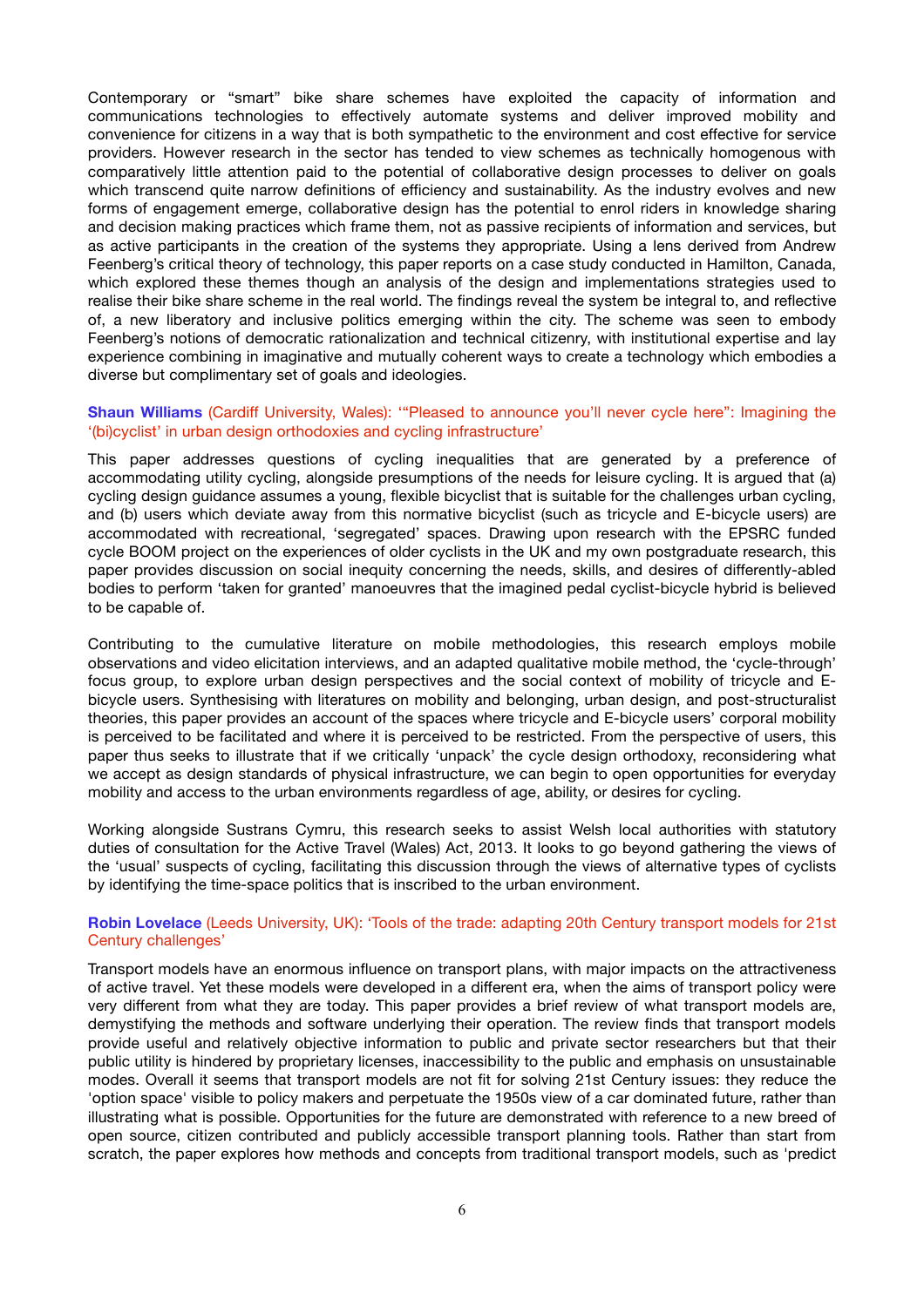Contemporary or "smart" bike share schemes have exploited the capacity of information and communications technologies to effectively automate systems and deliver improved mobility and convenience for citizens in a way that is both sympathetic to the environment and cost effective for service providers. However research in the sector has tended to view schemes as technically homogenous with comparatively little attention paid to the potential of collaborative design processes to deliver on goals which transcend quite narrow definitions of efficiency and sustainability. As the industry evolves and new forms of engagement emerge, collaborative design has the potential to enrol riders in knowledge sharing and decision making practices which frame them, not as passive recipients of information and services, but as active participants in the creation of the systems they appropriate. Using a lens derived from Andrew Feenberg's critical theory of technology, this paper reports on a case study conducted in Hamilton, Canada, which explored these themes though an analysis of the design and implementations strategies used to realise their bike share scheme in the real world. The findings reveal the system be integral to, and reflective of, a new liberatory and inclusive politics emerging within the city. The scheme was seen to embody Feenberg's notions of democratic rationalization and technical citizenry, with institutional expertise and lay experience combining in imaginative and mutually coherent ways to create a technology which embodies a diverse but complimentary set of goals and ideologies.

**Shaun Williams** (Cardiff University, Wales): '"Pleased to announce you'll never cycle here": Imagining the '(bi)cyclist' in urban design orthodoxies and cycling infrastructure'

This paper addresses questions of cycling inequalities that are generated by a preference of accommodating utility cycling, alongside presumptions of the needs for leisure cycling. It is argued that (a) cycling design guidance assumes a young, flexible bicyclist that is suitable for the challenges urban cycling, and (b) users which deviate away from this normative bicyclist (such as tricycle and E-bicycle users) are accommodated with recreational, 'segregated' spaces. Drawing upon research with the EPSRC funded cycle BOOM project on the experiences of older cyclists in the UK and my own postgraduate research, this paper provides discussion on social inequity concerning the needs, skills, and desires of differently-abled bodies to perform 'taken for granted' manoeuvres that the imagined pedal cyclist-bicycle hybrid is believed to be capable of.

Contributing to the cumulative literature on mobile methodologies, this research employs mobile observations and video elicitation interviews, and an adapted qualitative mobile method, the 'cycle-through' focus group, to explore urban design perspectives and the social context of mobility of tricycle and E-bicycle users. Synthesising with literatures on mobility and belonging, urban design, and post-structuralist theories, this paper provides an account of the spaces where tricycle and E-bicycle users' corporal mobility is perceived to be facilitated and where it is perceived to be restricted. From the perspective of users, this paper thus seeks to illustrate that if we critically 'unpack' the cycle design orthodoxy, reconsidering what we accept as design standards of physical infrastructure, we can begin to open opportunities for everyday mobility and access to the urban environments regardless of age, ability, or desires for cycling.

Working alongside Sustrans Cymru, this research seeks to assist Welsh local authorities with statutory duties of consultation for the Active Travel (Wales) Act, 2013. It looks to go beyond gathering the views of the 'usual' suspects of cycling, facilitating this discussion through the views of alternative types of cyclists by identifying the time-space politics that is inscribed to the urban environment.

**Robin Lovelace** (Leeds University, UK): 'Tools of the trade: adapting 20th Century transport models for 21st Century challenges'

Transport models have an enormous influence on transport plans, with major impacts on the attractiveness of active travel. Yet these models were developed in a different era, when the aims of transport policy were very different from what they are today. This paper provides a brief review of what transport models are, demystifying the methods and software underlying their operation. The review finds that transport models provide useful and relatively objective information to public and private sector researchers but that their public utility is hindered by proprietary licenses, inaccessibility to the public and emphasis on unsustainable modes. Overall it seems that transport models are not fit for solving 21st Century issues: they reduce the 'option space' visible to policy makers and perpetuate the 1950s view of a car dominated future, rather than illustrating what is possible. Opportunities for the future are demonstrated with reference to a new breed of open source, citizen contributed and publicly accessible transport planning tools. Rather than start from scratch, the paper explores how methods and concepts from traditional transport models, such as 'predict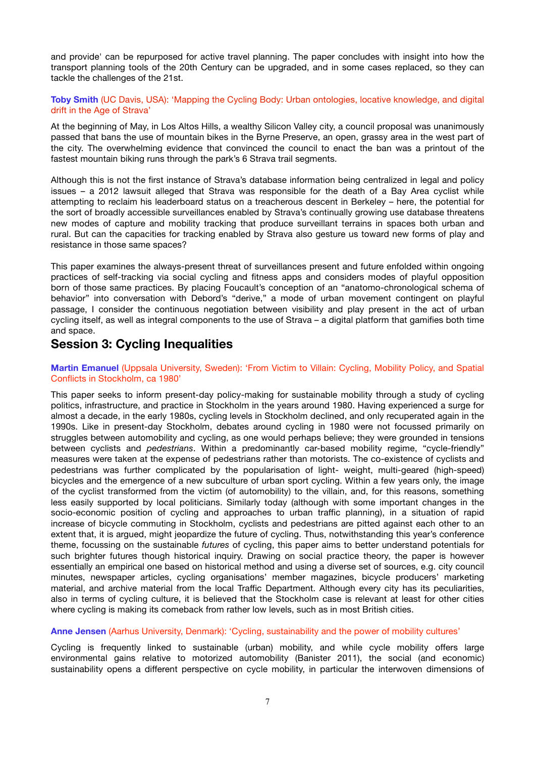and provide' can be repurposed for active travel planning. The paper concludes with insight into how the transport planning tools of the 20th Century can be upgraded, and in some cases replaced, so they can tackle the challenges of the 21st.

**Toby Smith** (UC Davis, USA): 'Mapping the Cycling Body: Urban ontologies, locative knowledge, and digital drift in the Age of Strava'

At the beginning of May, in Los Altos Hills, a wealthy Silicon Valley city, a council proposal was unanimously passed that bans the use of mountain bikes in the Byrne Preserve, an open, grassy area in the west part of the city. The overwhelming evidence that convinced the council to enact the ban was a printout of the fastest mountain biking runs through the park's 6 Strava trail segments.

Although this is not the first instance of Strava's database information being centralized in legal and policy issues – a 2012 lawsuit alleged that Strava was responsible for the death of a Bay Area cyclist while attempting to reclaim his leaderboard status on a treacherous descent in Berkeley – here, the potential for the sort of broadly accessible surveillances enabled by Strava's continually growing use database threatens new modes of capture and mobility tracking that produce surveillant terrains in spaces both urban and rural. But can the capacities for tracking enabled by Strava also gesture us toward new forms of play and resistance in those same spaces?

This paper examines the always-present threat of surveillances present and future enfolded within ongoing practices of self-tracking via social cycling and fitness apps and considers modes of playful opposition born of those same practices. By placing Foucault's conception of an "anatomo-chronological schema of behavior" into conversation with Debord's "derive," a mode of urban movement contingent on playful passage, I consider the continuous negotiation between visibility and play present in the act of urban cycling itself, as well as integral components to the use of Strava – a digital platform that gamifies both time and space.

## Session 3: Cycling Inequalities

**Martin Emanuel** (Uppsala University, Sweden): 'From Victim to Villain: Cycling, Mobility Policy, and Spatial Conflicts in Stockholm, ca 1980'

This paper seeks to inform present-day policy-making for sustainable mobility through a study of cycling politics, infrastructure, and practice in Stockholm in the years around 1980. Having experienced a surge for almost a decade, in the early 1980s, cycling levels in Stockholm declined, and only recuperated again in the 1990s. Like in present-day Stockholm, debates around cycling in 1980 were not focussed primarily on struggles between automobility and cycling, as one would perhaps believe; they were grounded in tensions between cyclists and *pedestrians*. Within a predominantly car-based mobility regime, "cycle-friendly" measures were taken at the expense of pedestrians rather than motorists. The co-existence of cyclists and pedestrians was further complicated by the popularisation of light- weight, multi-geared (high-speed) bicycles and the emergence of a new subculture of urban sport cycling. Within a few years only, the image of the cyclist transformed from the victim (of automobility) to the villain, and, for this reasons, something less easily supported by local politicians. Similarly today (although with some important changes in the socio-economic position of cycling and approaches to urban traffic planning), in a situation of rapid increase of bicycle commuting in Stockholm, cyclists and pedestrians are pitted against each other to an extent that, it is argued, might jeopardize the future of cycling. Thus, notwithstanding this year's conference theme, focussing on the sustainable *futures* of cycling, this paper aims to better understand potentials for such brighter futures though historical inquiry. Drawing on social practice theory, the paper is however essentially an empirical one based on historical method and using a diverse set of sources, e.g. city council minutes, newspaper articles, cycling organisations' member magazines, bicycle producers' marketing material, and archive material from the local Traffic Department. Although every city has its peculiarities, also in terms of cycling culture, it is believed that the Stockholm case is relevant at least for other cities where cycling is making its comeback from rather low levels, such as in most British cities.

**Anne Jensen** (Aarhus University, Denmark): 'Cycling, sustainability and the power of mobility cultures'

Cycling is frequently linked to sustainable (urban) mobility, and while cycle mobility offers large environmental gains relative to motorized automobility (Banister 2011), the social (and economic) sustainability opens a different perspective on cycle mobility, in particular the interwoven dimensions of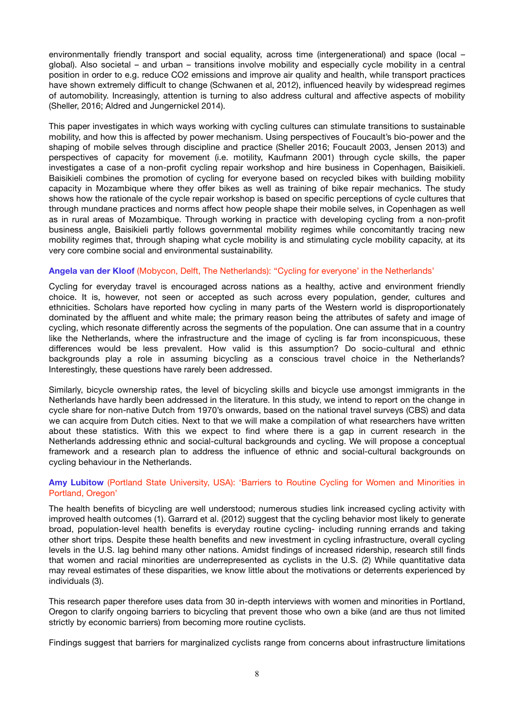environmentally friendly transport and social equality, across time (intergenerational) and space (local – global). Also societal – and urban – transitions involve mobility and especially cycle mobility in a central position in order to e.g. reduce CO2 emissions and improve air quality and health, while transport practices have shown extremely difficult to change (Schwanen et al, 2012), influenced heavily by widespread regimes of automobility. Increasingly, attention is turning to also address cultural and affective aspects of mobility (Sheller, 2016; Aldred and Jungernickel 2014).

This paper investigates in which ways working with cycling cultures can stimulate transitions to sustainable mobility, and how this is affected by power mechanism. Using perspectives of Foucault's bio-power and the shaping of mobile selves through discipline and practice (Sheller 2016; Foucault 2003, Jensen 2013) and perspectives of capacity for movement (i.e. motility, Kaufmann 2001) through cycle skills, the paper investigates a case of a non-profit cycling repair workshop and hire business in Copenhagen, Baisikieli. Baisikieli combines the promotion of cycling for everyone based on recycled bikes with building mobility capacity in Mozambique where they offer bikes as well as training of bike repair mechanics. The study shows how the rationale of the cycle repair workshop is based on specific perceptions of cycle cultures that through mundane practices and norms affect how people shape their mobile selves, in Copenhagen as well as in rural areas of Mozambique. Through working in practice with developing cycling from a non-profit business angle, Baisikieli partly follows governmental mobility regimes while concomitantly tracing new mobility regimes that, through shaping what cycle mobility is and stimulating cycle mobility capacity, at its very core combine social and environmental sustainability.

**Angela van der Kloof** (Mobycon, Delft, The Netherlands): "Cycling for everyone' in the Netherlands'

Cycling for everyday travel is encouraged across nations as a healthy, active and environment friendly choice. It is, however, not seen or accepted as such across every population, gender, cultures and ethnicities. Scholars have reported how cycling in many parts of the Western world is disproportionately dominated by the affluent and white male; the primary reason being the attributes of safety and image of cycling, which resonate differently across the segments of the population. One can assume that in a country like the Netherlands, where the infrastructure and the image of cycling is far from inconspicuous, these differences would be less prevalent. How valid is this assumption? Do socio-cultural and ethnic backgrounds play a role in assuming bicycling as a conscious travel choice in the Netherlands? Interestingly, these questions have rarely been addressed.

Similarly, bicycle ownership rates, the level of bicycling skills and bicycle use amongst immigrants in the Netherlands have hardly been addressed in the literature. In this study, we intend to report on the change in cycle share for non-native Dutch from 1970's onwards, based on the national travel surveys (CBS) and data we can acquire from Dutch cities. Next to that we will make a compilation of what researchers have written about these statistics. With this we expect to find where there is a gap in current research in the Netherlands addressing ethnic and social-cultural backgrounds and cycling. We will propose a conceptual framework and a research plan to address the influence of ethnic and social-cultural backgrounds on cycling behaviour in the Netherlands.

**Amy Lubitow** (Portland State University, USA): 'Barriers to Routine Cycling for Women and Minorities in Portland, Oregon'

The health benefits of bicycling are well understood; numerous studies link increased cycling activity with improved health outcomes (1). Garrard et al. (2012) suggest that the cycling behavior most likely to generate broad, population-level health benefits is everyday routine cycling- including running errands and taking other short trips. Despite these health benefits and new investment in cycling infrastructure, overall cycling levels in the U.S. lag behind many other nations. Amidst findings of increased ridership, research still finds that women and racial minorities are underrepresented as cyclists in the U.S. (2) While quantitative data may reveal estimates of these disparities, we know little about the motivations or deterrents experienced by individuals (3).

This research paper therefore uses data from 30 in-depth interviews with women and minorities in Portland, Oregon to clarify ongoing barriers to bicycling that prevent those who own a bike (and are thus not limited strictly by economic barriers) from becoming more routine cyclists.

Findings suggest that barriers for marginalized cyclists range from concerns about infrastructure limitations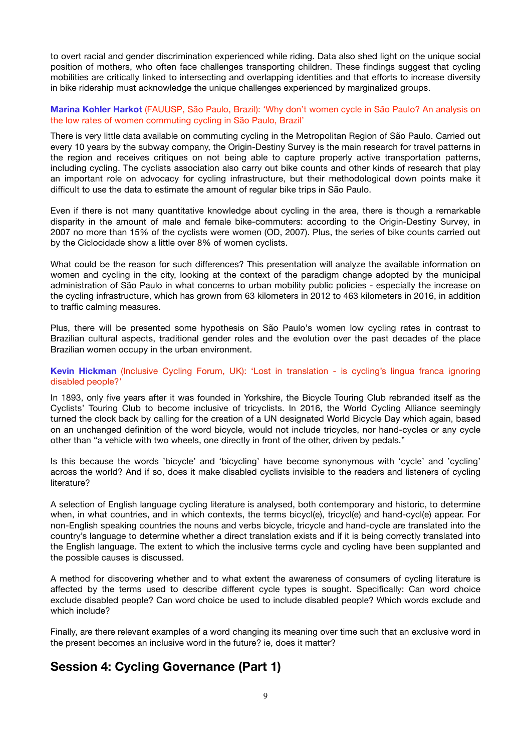to overt racial and gender discrimination experienced while riding. Data also shed light on the unique social position of mothers, who often face challenges transporting children. These findings suggest that cycling mobilities are critically linked to intersecting and overlapping identities and that efforts to increase diversity in bike ridership must acknowledge the unique challenges experienced by marginalized groups.

**Marina Kohler Harkot** (FAUUSP, São Paulo, Brazil): 'Why don't women cycle in São Paulo? An analysis on the low rates of women commuting cycling in São Paulo, Brazil'

There is very little data available on commuting cycling in the Metropolitan Region of São Paulo. Carried out every 10 years by the subway company, the Origin-Destiny Survey is the main research for travel patterns in the region and receives critiques on not being able to capture properly active transportation patterns, including cycling. The cyclists association also carry out bike counts and other kinds of research that play an important role on advocacy for cycling infrastructure, but their methodological down points make it difficult to use the data to estimate the amount of regular bike trips in São Paulo.

Even if there is not many quantitative knowledge about cycling in the area, there is though a remarkable disparity in the amount of male and female bike-commuters: according to the Origin-Destiny Survey, in 2007 no more than 15% of the cyclists were women (OD, 2007). Plus, the series of bike counts carried out by the Ciclocidade show a little over 8% of women cyclists.

What could be the reason for such differences? This presentation will analyze the available information on women and cycling in the city, looking at the context of the paradigm change adopted by the municipal administration of São Paulo in what concerns to urban mobility public policies - especially the increase on the cycling infrastructure, which has grown from 63 kilometers in 2012 to 463 kilometers in 2016, in addition to traffic calming measures.

Plus, there will be presented some hypothesis on São Paulo's women low cycling rates in contrast to Brazilian cultural aspects, traditional gender roles and the evolution over the past decades of the place Brazilian women occupy in the urban environment.

**Kevin Hickman** (Inclusive Cycling Forum, UK): 'Lost in translation - is cycling's lingua franca ignoring disabled people?'

In 1893, only five years after it was founded in Yorkshire, the Bicycle Touring Club rebranded itself as the Cyclists' Touring Club to become inclusive of tricyclists. In 2016, the World Cycling Alliance seemingly turned the clock back by calling for the creation of a UN designated World Bicycle Day which again, based on an unchanged definition of the word bicycle, would not include tricycles, nor hand-cycles or any cycle other than "a vehicle with two wheels, one directly in front of the other, driven by pedals."

Is this because the words 'bicycle' and 'bicycling' have become synonymous with 'cycle' and 'cycling' across the world? And if so, does it make disabled cyclists invisible to the readers and listeners of cycling literature?

A selection of English language cycling literature is analysed, both contemporary and historic, to determine when, in what countries, and in which contexts, the terms bicycl(e), tricycl(e) and hand-cycl(e) appear. For non-English speaking countries the nouns and verbs bicycle, tricycle and hand-cycle are translated into the country's language to determine whether a direct translation exists and if it is being correctly translated into the English language. The extent to which the inclusive terms cycle and cycling have been supplanted and the possible causes is discussed.

A method for discovering whether and to what extent the awareness of consumers of cycling literature is affected by the terms used to describe different cycle types is sought. Specifically: Can word choice exclude disabled people? Can word choice be used to include disabled people? Which words exclude and which include?

Finally, are there relevant examples of a word changing its meaning over time such that an exclusive word in the present becomes an inclusive word in the future? ie, does it matter?

## Session 4: Cycling Governance (Part 1)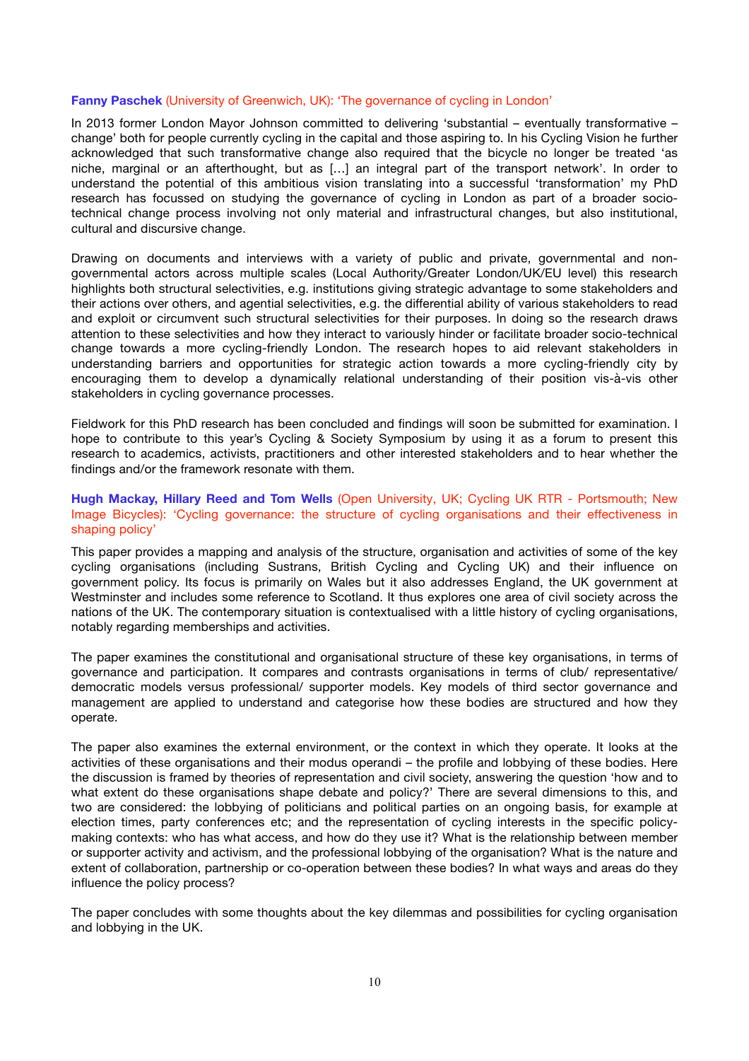**Fanny Paschek** (University of Greenwich, UK): 'The governance of cycling in London'

In 2013 former London Mayor Johnson committed to delivering 'substantial – eventually transformative – change' both for people currently cycling in the capital and those aspiring to. In his Cycling Vision he further acknowledged that such transformative change also required that the bicycle no longer be treated 'as niche, marginal or an afterthought, but as […] an integral part of the transport network'. In order to understand the potential of this ambitious vision translating into a successful 'transformation' my PhD research has focussed on studying the governance of cycling in London as part of a broader socio-technical change process involving not only material and infrastructural changes, but also institutional, cultural and discursive change.

Drawing on documents and interviews with a variety of public and private, governmental and non-governmental actors across multiple scales (Local Authority/Greater London/UK/EU level) this research highlights both structural selectivities, e.g. institutions giving strategic advantage to some stakeholders and their actions over others, and agential selectivities, e.g. the differential ability of various stakeholders to read and exploit or circumvent such structural selectivities for their purposes. In doing so the research draws attention to these selectivities and how they interact to variously hinder or facilitate broader socio-technical change towards a more cycling-friendly London. The research hopes to aid relevant stakeholders in understanding barriers and opportunities for strategic action towards a more cycling-friendly city by encouraging them to develop a dynamically relational understanding of their position vis-à-vis other stakeholders in cycling governance processes.

Fieldwork for this PhD research has been concluded and findings will soon be submitted for examination. I hope to contribute to this year's Cycling & Society Symposium by using it as a forum to present this research to academics, activists, practitioners and other interested stakeholders and to hear whether the findings and/or the framework resonate with them.

**Hugh Mackay, Hillary Reed and Tom Wells** (Open University, UK; Cycling UK RTR - Portsmouth; New Image Bicycles): 'Cycling governance: the structure of cycling organisations and their effectiveness in shaping policy'

This paper provides a mapping and analysis of the structure, organisation and activities of some of the key cycling organisations (including Sustrans, British Cycling and Cycling UK) and their influence on government policy. Its focus is primarily on Wales but it also addresses England, the UK government at Westminster and includes some reference to Scotland. It thus explores one area of civil society across the nations of the UK. The contemporary situation is contextualised with a little history of cycling organisations, notably regarding memberships and activities.

The paper examines the constitutional and organisational structure of these key organisations, in terms of governance and participation. It compares and contrasts organisations in terms of club/ representative/ democratic models versus professional/ supporter models. Key models of third sector governance and management are applied to understand and categorise how these bodies are structured and how they operate.

The paper also examines the external environment, or the context in which they operate. It looks at the activities of these organisations and their modus operandi – the profile and lobbying of these bodies. Here the discussion is framed by theories of representation and civil society, answering the question 'how and to what extent do these organisations shape debate and policy?' There are several dimensions to this, and two are considered: the lobbying of politicians and political parties on an ongoing basis, for example at election times, party conferences etc; and the representation of cycling interests in the specific policy-making contexts: who has what access, and how do they use it? What is the relationship between member or supporter activity and activism, and the professional lobbying of the organisation? What is the nature and extent of collaboration, partnership or co-operation between these bodies? In what ways and areas do they influence the policy process?

The paper concludes with some thoughts about the key dilemmas and possibilities for cycling organisation and lobbying in the UK.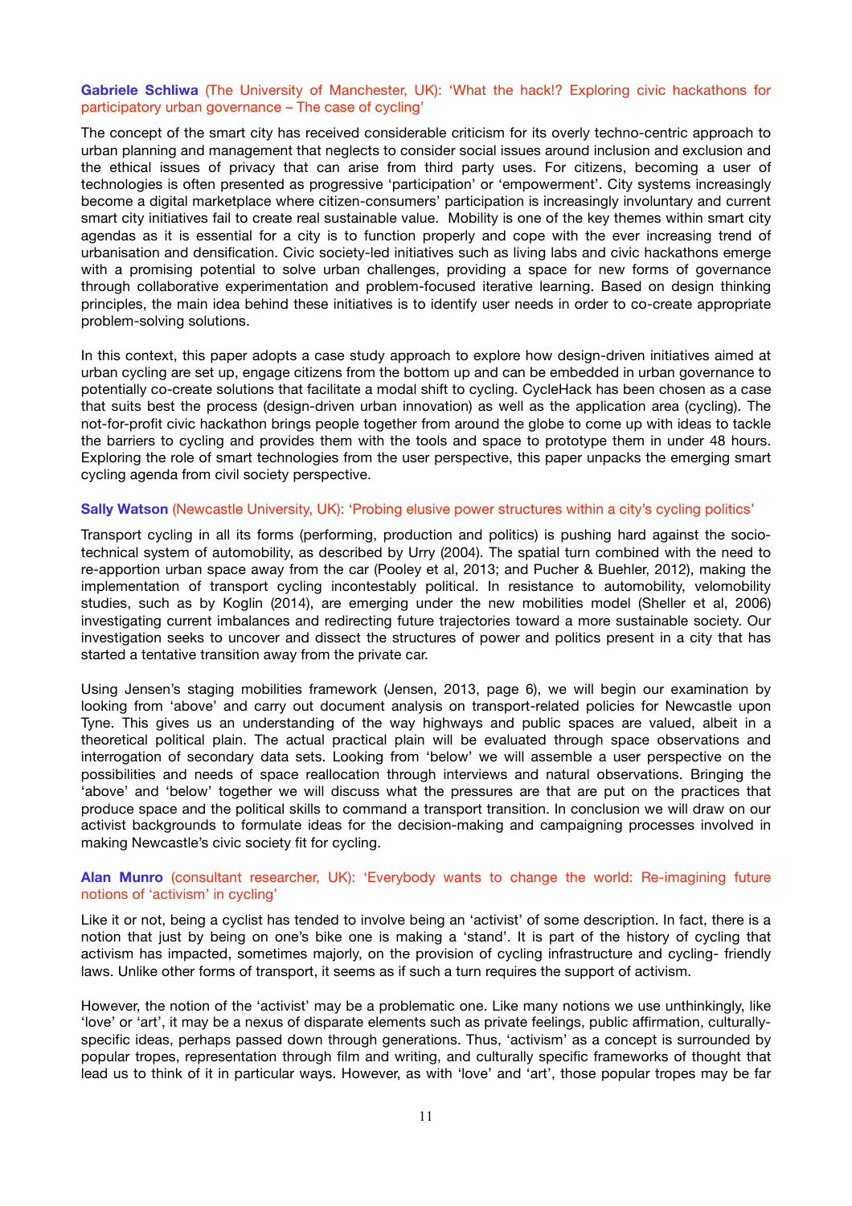**Gabriele Schliwa** (The University of Manchester, UK): 'What the hack!? Exploring civic hackathons for participatory urban governance – The case of cycling'

The concept of the smart city has received considerable criticism for its overly techno-centric approach to urban planning and management that neglects to consider social issues around inclusion and exclusion and the ethical issues of privacy that can arise from third party uses. For citizens, becoming a user of technologies is often presented as progressive 'participation' or 'empowerment'. City systems increasingly become a digital marketplace where citizen-consumers' participation is increasingly involuntary and current smart city initiatives fail to create real sustainable value. Mobility is one of the key themes within smart city agendas as it is essential for a city is to function properly and cope with the ever increasing trend of urbanisation and densification. Civic society-led initiatives such as living labs and civic hackathons emerge with a promising potential to solve urban challenges, providing a space for new forms of governance through collaborative experimentation and problem-focused iterative learning. Based on design thinking principles, the main idea behind these initiatives is to identify user needs in order to co-create appropriate problem-solving solutions.

In this context, this paper adopts a case study approach to explore how design-driven initiatives aimed at urban cycling are set up, engage citizens from the bottom up and can be embedded in urban governance to potentially co-create solutions that facilitate a modal shift to cycling. CycleHack has been chosen as a case that suits best the process (design-driven urban innovation) as well as the application area (cycling). The not-for-profit civic hackathon brings people together from around the globe to come up with ideas to tackle the barriers to cycling and provides them with the tools and space to prototype them in under 48 hours. Exploring the role of smart technologies from the user perspective, this paper unpacks the emerging smart cycling agenda from civil society perspective.

**Sally Watson** (Newcastle University, UK): 'Probing elusive power structures within a city's cycling politics'

Transport cycling in all its forms (performing, production and politics) is pushing hard against the socio-technical system of automobility, as described by Urry (2004). The spatial turn combined with the need to re-apportion urban space away from the car (Pooley et al, 2013; and Pucher & Buehler, 2012), making the implementation of transport cycling incontestably political. In resistance to automobility, velomobility studies, such as by Koglin (2014), are emerging under the new mobilities model (Sheller et al, 2006) investigating current imbalances and redirecting future trajectories toward a more sustainable society. Our investigation seeks to uncover and dissect the structures of power and politics present in a city that has started a tentative transition away from the private car.

Using Jensen's staging mobilities framework (Jensen, 2013, page 6), we will begin our examination by looking from 'above' and carry out document analysis on transport-related policies for Newcastle upon Tyne. This gives us an understanding of the way highways and public spaces are valued, albeit in a theoretical political plain. The actual practical plain will be evaluated through space observations and interrogation of secondary data sets. Looking from 'below' we will assemble a user perspective on the possibilities and needs of space reallocation through interviews and natural observations. Bringing the 'above' and 'below' together we will discuss what the pressures are that are put on the practices that produce space and the political skills to command a transport transition. In conclusion we will draw on our activist backgrounds to formulate ideas for the decision-making and campaigning processes involved in making Newcastle's civic society fit for cycling.

**Alan Munro** (consultant researcher, UK): 'Everybody wants to change the world: Re-imagining future notions of 'activism' in cycling'

Like it or not, being a cyclist has tended to involve being an 'activist' of some description. In fact, there is a notion that just by being on one's bike one is making a 'stand'. It is part of the history of cycling that activism has impacted, sometimes majorly, on the provision of cycling infrastructure and cycling- friendly laws. Unlike other forms of transport, it seems as if such a turn requires the support of activism.

However, the notion of the 'activist' may be a problematic one. Like many notions we use unthinkingly, like 'love' or 'art', it may be a nexus of disparate elements such as private feelings, public affirmation, culturally-specific ideas, perhaps passed down through generations. Thus, 'activism' as a concept is surrounded by popular tropes, representation through film and writing, and culturally specific frameworks of thought that lead us to think of it in particular ways. However, as with 'love' and 'art', those popular tropes may be far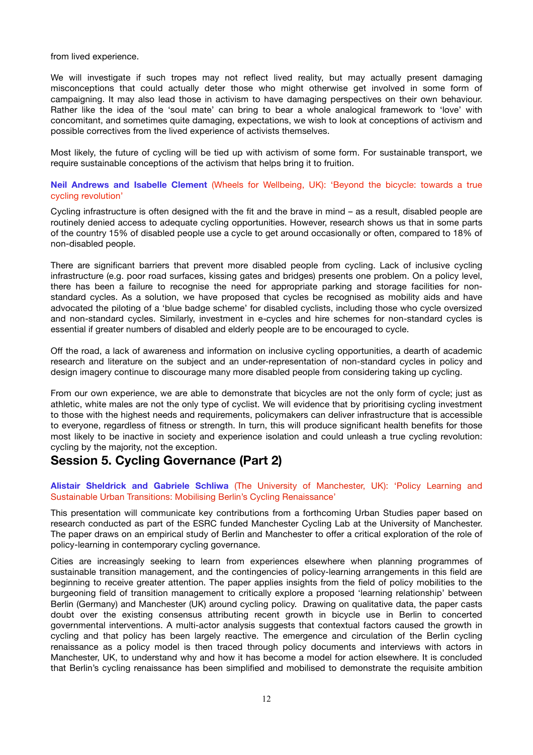from lived experience.

We will investigate if such tropes may not reflect lived reality, but may actually present damaging misconceptions that could actually deter those who might otherwise get involved in some form of campaigning. It may also lead those in activism to have damaging perspectives on their own behaviour. Rather like the idea of the 'soul mate' can bring to bear a whole analogical framework to 'love' with concomitant, and sometimes quite damaging, expectations, we wish to look at conceptions of activism and possible correctives from the lived experience of activists themselves.

Most likely, the future of cycling will be tied up with activism of some form. For sustainable transport, we require sustainable conceptions of the activism that helps bring it to fruition.

**Neil Andrews and Isabelle Clement** (Wheels for Wellbeing, UK): 'Beyond the bicycle: towards a true cycling revolution'

Cycling infrastructure is often designed with the fit and the brave in mind – as a result, disabled people are routinely denied access to adequate cycling opportunities. However, research shows us that in some parts of the country 15% of disabled people use a cycle to get around occasionally or often, compared to 18% of non-disabled people.

There are significant barriers that prevent more disabled people from cycling. Lack of inclusive cycling infrastructure (e.g. poor road surfaces, kissing gates and bridges) presents one problem. On a policy level, there has been a failure to recognise the need for appropriate parking and storage facilities for non-standard cycles. As a solution, we have proposed that cycles be recognised as mobility aids and have advocated the piloting of a 'blue badge scheme' for disabled cyclists, including those who cycle oversized and non-standard cycles. Similarly, investment in e-cycles and hire schemes for non-standard cycles is essential if greater numbers of disabled and elderly people are to be encouraged to cycle.

Off the road, a lack of awareness and information on inclusive cycling opportunities, a dearth of academic research and literature on the subject and an under-representation of non-standard cycles in policy and design imagery continue to discourage many more disabled people from considering taking up cycling.

From our own experience, we are able to demonstrate that bicycles are not the only form of cycle; just as athletic, white males are not the only type of cyclist. We will evidence that by prioritising cycling investment to those with the highest needs and requirements, policymakers can deliver infrastructure that is accessible to everyone, regardless of fitness or strength. In turn, this will produce significant health benefits for those most likely to be inactive in society and experience isolation and could unleash a true cycling revolution: cycling by the majority, not the exception.

## Session 5. Cycling Governance (Part 2)

**Alistair Sheldrick and Gabriele Schliwa** (The University of Manchester, UK): 'Policy Learning and Sustainable Urban Transitions: Mobilising Berlin's Cycling Renaissance'

This presentation will communicate key contributions from a forthcoming Urban Studies paper based on research conducted as part of the ESRC funded Manchester Cycling Lab at the University of Manchester. The paper draws on an empirical study of Berlin and Manchester to offer a critical exploration of the role of policy-learning in contemporary cycling governance.

Cities are increasingly seeking to learn from experiences elsewhere when planning programmes of sustainable transition management, and the contingencies of policy-learning arrangements in this field are beginning to receive greater attention. The paper applies insights from the field of policy mobilities to the burgeoning field of transition management to critically explore a proposed 'learning relationship' between Berlin (Germany) and Manchester (UK) around cycling policy. Drawing on qualitative data, the paper casts doubt over the existing consensus attributing recent growth in bicycle use in Berlin to concerted governmental interventions. A multi-actor analysis suggests that contextual factors caused the growth in cycling and that policy has been largely reactive. The emergence and circulation of the Berlin cycling renaissance as a policy model is then traced through policy documents and interviews with actors in Manchester, UK, to understand why and how it has become a model for action elsewhere. It is concluded that Berlin's cycling renaissance has been simplified and mobilised to demonstrate the requisite ambition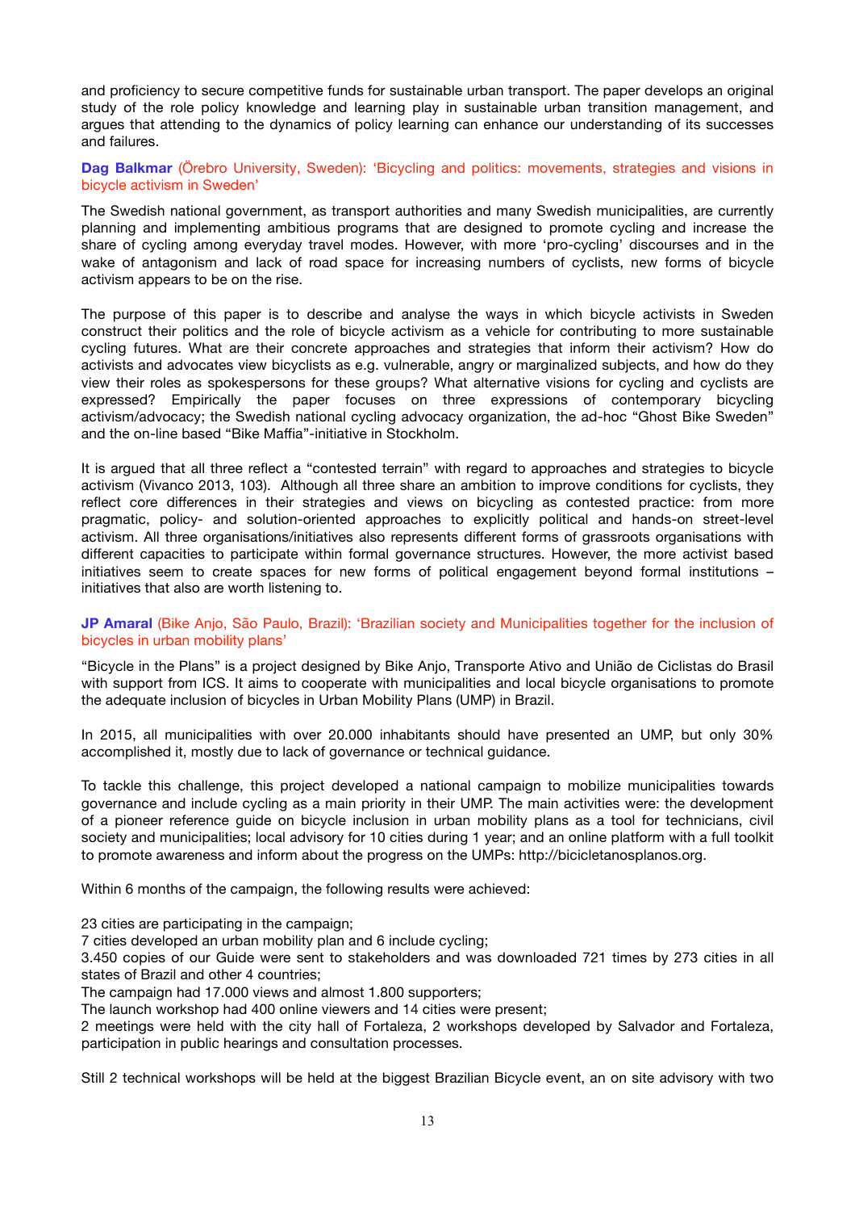and proficiency to secure competitive funds for sustainable urban transport. The paper develops an original study of the role policy knowledge and learning play in sustainable urban transition management, and argues that attending to the dynamics of policy learning can enhance our understanding of its successes and failures.

**Dag Balkmar** (Örebro University, Sweden): 'Bicycling and politics: movements, strategies and visions in bicycle activism in Sweden'

The Swedish national government, as transport authorities and many Swedish municipalities, are currently planning and implementing ambitious programs that are designed to promote cycling and increase the share of cycling among everyday travel modes. However, with more 'pro-cycling' discourses and in the wake of antagonism and lack of road space for increasing numbers of cyclists, new forms of bicycle activism appears to be on the rise.

The purpose of this paper is to describe and analyse the ways in which bicycle activists in Sweden construct their politics and the role of bicycle activism as a vehicle for contributing to more sustainable cycling futures. What are their concrete approaches and strategies that inform their activism? How do activists and advocates view bicyclists as e.g. vulnerable, angry or marginalized subjects, and how do they view their roles as spokespersons for these groups? What alternative visions for cycling and cyclists are expressed? Empirically the paper focuses on three expressions of contemporary bicycling activism/advocacy; the Swedish national cycling advocacy organization, the ad-hoc "Ghost Bike Sweden" and the on-line based "Bike Maffia"-initiative in Stockholm.

It is argued that all three reflect a "contested terrain" with regard to approaches and strategies to bicycle activism (Vivanco 2013, 103). Although all three share an ambition to improve conditions for cyclists, they reflect core differences in their strategies and views on bicycling as contested practice: from more pragmatic, policy- and solution-oriented approaches to explicitly political and hands-on street-level activism. All three organisations/initiatives also represents different forms of grassroots organisations with different capacities to participate within formal governance structures. However, the more activist based initiatives seem to create spaces for new forms of political engagement beyond formal institutions – initiatives that also are worth listening to.

**JP Amaral** (Bike Anjo, São Paulo, Brazil): 'Brazilian society and Municipalities together for the inclusion of bicycles in urban mobility plans'

"Bicycle in the Plans" is a project designed by Bike Anjo, Transporte Ativo and União de Ciclistas do Brasil with support from ICS. It aims to cooperate with municipalities and local bicycle organisations to promote the adequate inclusion of bicycles in Urban Mobility Plans (UMP) in Brazil.

In 2015, all municipalities with over 20.000 inhabitants should have presented an UMP, but only 30% accomplished it, mostly due to lack of governance or technical guidance.

To tackle this challenge, this project developed a national campaign to mobilize municipalities towards governance and include cycling as a main priority in their UMP. The main activities were: the development of a pioneer reference guide on bicycle inclusion in urban mobility plans as a tool for technicians, civil society and municipalities; local advisory for 10 cities during 1 year; and an online platform with a full toolkit to promote awareness and inform about the progress on the UMPs: http://bicicletanosplanos.org.

Within 6 months of the campaign, the following results were achieved:

23 cities are participating in the campaign;
7 cities developed an urban mobility plan and 6 include cycling;
3.450 copies of our Guide were sent to stakeholders and was downloaded 721 times by 273 cities in all states of Brazil and other 4 countries;
The campaign had 17.000 views and almost 1.800 supporters;
The launch workshop had 400 online viewers and 14 cities were present;
2 meetings were held with the city hall of Fortaleza, 2 workshops developed by Salvador and Fortaleza, participation in public hearings and consultation processes.

Still 2 technical workshops will be held at the biggest Brazilian Bicycle event, an on site advisory with two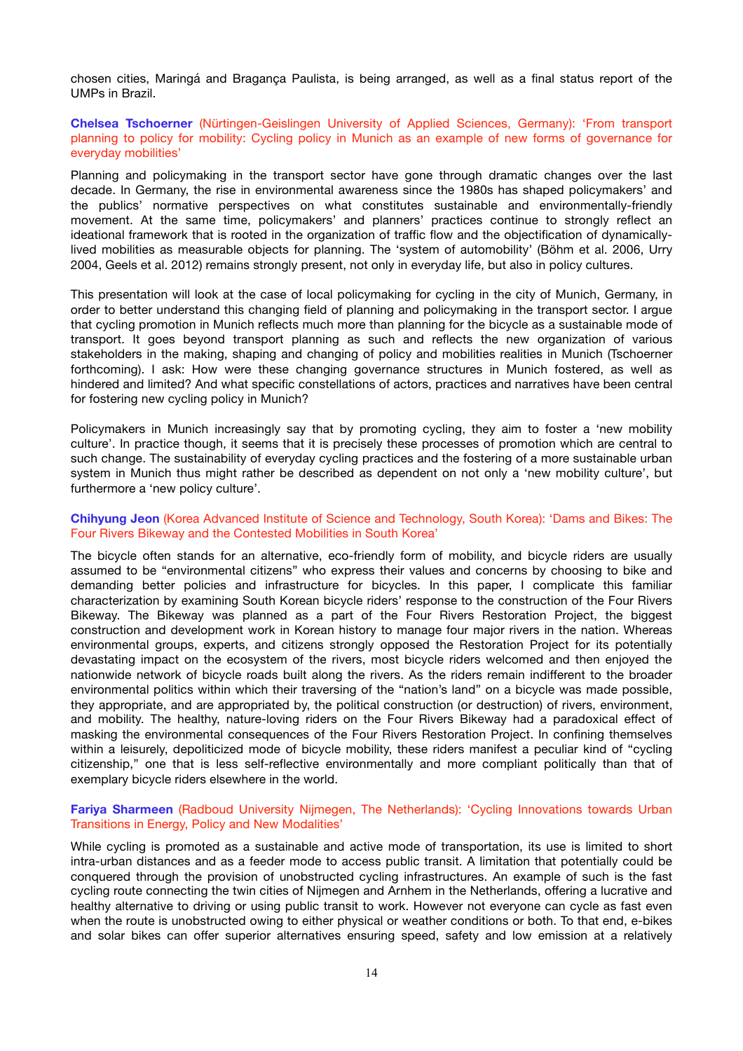chosen cities, Maringá and Bragança Paulista, is being arranged, as well as a final status report of the UMPs in Brazil.

**Chelsea Tschoerner** (Nürtingen-Geislingen University of Applied Sciences, Germany): 'From transport planning to policy for mobility: Cycling policy in Munich as an example of new forms of governance for everyday mobilities'

Planning and policymaking in the transport sector have gone through dramatic changes over the last decade. In Germany, the rise in environmental awareness since the 1980s has shaped policymakers' and the publics' normative perspectives on what constitutes sustainable and environmentally-friendly movement. At the same time, policymakers' and planners' practices continue to strongly reflect an ideational framework that is rooted in the organization of traffic flow and the objectification of dynamically-lived mobilities as measurable objects for planning. The 'system of automobility' (Böhm et al. 2006, Urry 2004, Geels et al. 2012) remains strongly present, not only in everyday life, but also in policy cultures.

This presentation will look at the case of local policymaking for cycling in the city of Munich, Germany, in order to better understand this changing field of planning and policymaking in the transport sector. I argue that cycling promotion in Munich reflects much more than planning for the bicycle as a sustainable mode of transport. It goes beyond transport planning as such and reflects the new organization of various stakeholders in the making, shaping and changing of policy and mobilities realities in Munich (Tschoerner forthcoming). I ask: How were these changing governance structures in Munich fostered, as well as hindered and limited? And what specific constellations of actors, practices and narratives have been central for fostering new cycling policy in Munich?

Policymakers in Munich increasingly say that by promoting cycling, they aim to foster a 'new mobility culture'. In practice though, it seems that it is precisely these processes of promotion which are central to such change. The sustainability of everyday cycling practices and the fostering of a more sustainable urban system in Munich thus might rather be described as dependent on not only a 'new mobility culture', but furthermore a 'new policy culture'.

**Chihyung Jeon** (Korea Advanced Institute of Science and Technology, South Korea): 'Dams and Bikes: The Four Rivers Bikeway and the Contested Mobilities in South Korea'

The bicycle often stands for an alternative, eco-friendly form of mobility, and bicycle riders are usually assumed to be "environmental citizens" who express their values and concerns by choosing to bike and demanding better policies and infrastructure for bicycles. In this paper, I complicate this familiar characterization by examining South Korean bicycle riders' response to the construction of the Four Rivers Bikeway. The Bikeway was planned as a part of the Four Rivers Restoration Project, the biggest construction and development work in Korean history to manage four major rivers in the nation. Whereas environmental groups, experts, and citizens strongly opposed the Restoration Project for its potentially devastating impact on the ecosystem of the rivers, most bicycle riders welcomed and then enjoyed the nationwide network of bicycle roads built along the rivers. As the riders remain indifferent to the broader environmental politics within which their traversing of the "nation's land" on a bicycle was made possible, they appropriate, and are appropriated by, the political construction (or destruction) of rivers, environment, and mobility. The healthy, nature-loving riders on the Four Rivers Bikeway had a paradoxical effect of masking the environmental consequences of the Four Rivers Restoration Project. In confining themselves within a leisurely, depoliticized mode of bicycle mobility, these riders manifest a peculiar kind of "cycling citizenship," one that is less self-reflective environmentally and more compliant politically than that of exemplary bicycle riders elsewhere in the world.

**Fariya Sharmeen** (Radboud University Nijmegen, The Netherlands): 'Cycling Innovations towards Urban Transitions in Energy, Policy and New Modalities'

While cycling is promoted as a sustainable and active mode of transportation, its use is limited to short intra-urban distances and as a feeder mode to access public transit. A limitation that potentially could be conquered through the provision of unobstructed cycling infrastructures. An example of such is the fast cycling route connecting the twin cities of Nijmegen and Arnhem in the Netherlands, offering a lucrative and healthy alternative to driving or using public transit to work. However not everyone can cycle as fast even when the route is unobstructed owing to either physical or weather conditions or both. To that end, e-bikes and solar bikes can offer superior alternatives ensuring speed, safety and low emission at a relatively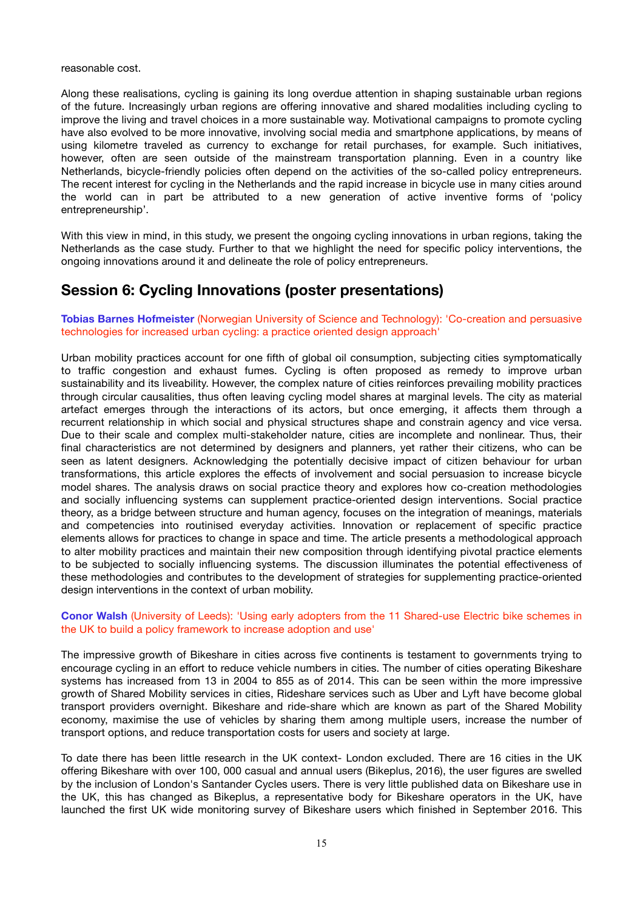reasonable cost.

Along these realisations, cycling is gaining its long overdue attention in shaping sustainable urban regions of the future. Increasingly urban regions are offering innovative and shared modalities including cycling to improve the living and travel choices in a more sustainable way. Motivational campaigns to promote cycling have also evolved to be more innovative, involving social media and smartphone applications, by means of using kilometre traveled as currency to exchange for retail purchases, for example. Such initiatives, however, often are seen outside of the mainstream transportation planning. Even in a country like Netherlands, bicycle-friendly policies often depend on the activities of the so-called policy entrepreneurs. The recent interest for cycling in the Netherlands and the rapid increase in bicycle use in many cities around the world can in part be attributed to a new generation of active inventive forms of 'policy entrepreneurship'.

With this view in mind, in this study, we present the ongoing cycling innovations in urban regions, taking the Netherlands as the case study. Further to that we highlight the need for specific policy interventions, the ongoing innovations around it and delineate the role of policy entrepreneurs.

## Session 6: Cycling Innovations (poster presentations)

**Tobias Barnes Hofmeister** (Norwegian University of Science and Technology): 'Co-creation and persuasive technologies for increased urban cycling: a practice oriented design approach'

Urban mobility practices account for one fifth of global oil consumption, subjecting cities symptomatically to traffic congestion and exhaust fumes. Cycling is often proposed as remedy to improve urban sustainability and its liveability. However, the complex nature of cities reinforces prevailing mobility practices through circular causalities, thus often leaving cycling model shares at marginal levels. The city as material artefact emerges through the interactions of its actors, but once emerging, it affects them through a recurrent relationship in which social and physical structures shape and constrain agency and vice versa. Due to their scale and complex multi-stakeholder nature, cities are incomplete and nonlinear. Thus, their final characteristics are not determined by designers and planners, yet rather their citizens, who can be seen as latent designers. Acknowledging the potentially decisive impact of citizen behaviour for urban transformations, this article explores the effects of involvement and social persuasion to increase bicycle model shares. The analysis draws on social practice theory and explores how co-creation methodologies and socially influencing systems can supplement practice-oriented design interventions. Social practice theory, as a bridge between structure and human agency, focuses on the integration of meanings, materials and competencies into routinised everyday activities. Innovation or replacement of specific practice elements allows for practices to change in space and time. The article presents a methodological approach to alter mobility practices and maintain their new composition through identifying pivotal practice elements to be subjected to socially influencing systems. The discussion illuminates the potential effectiveness of these methodologies and contributes to the development of strategies for supplementing practice-oriented design interventions in the context of urban mobility.

**Conor Walsh** (University of Leeds): 'Using early adopters from the 11 Shared-use Electric bike schemes in the UK to build a policy framework to increase adoption and use'

The impressive growth of Bikeshare in cities across five continents is testament to governments trying to encourage cycling in an effort to reduce vehicle numbers in cities. The number of cities operating Bikeshare systems has increased from 13 in 2004 to 855 as of 2014. This can be seen within the more impressive growth of Shared Mobility services in cities, Rideshare services such as Uber and Lyft have become global transport providers overnight. Bikeshare and ride-share which are known as part of the Shared Mobility economy, maximise the use of vehicles by sharing them among multiple users, increase the number of transport options, and reduce transportation costs for users and society at large.

To date there has been little research in the UK context- London excluded. There are 16 cities in the UK offering Bikeshare with over 100, 000 casual and annual users (Bikeplus, 2016), the user figures are swelled by the inclusion of London's Santander Cycles users. There is very little published data on Bikeshare use in the UK, this has changed as Bikeplus, a representative body for Bikeshare operators in the UK, have launched the first UK wide monitoring survey of Bikeshare users which finished in September 2016. This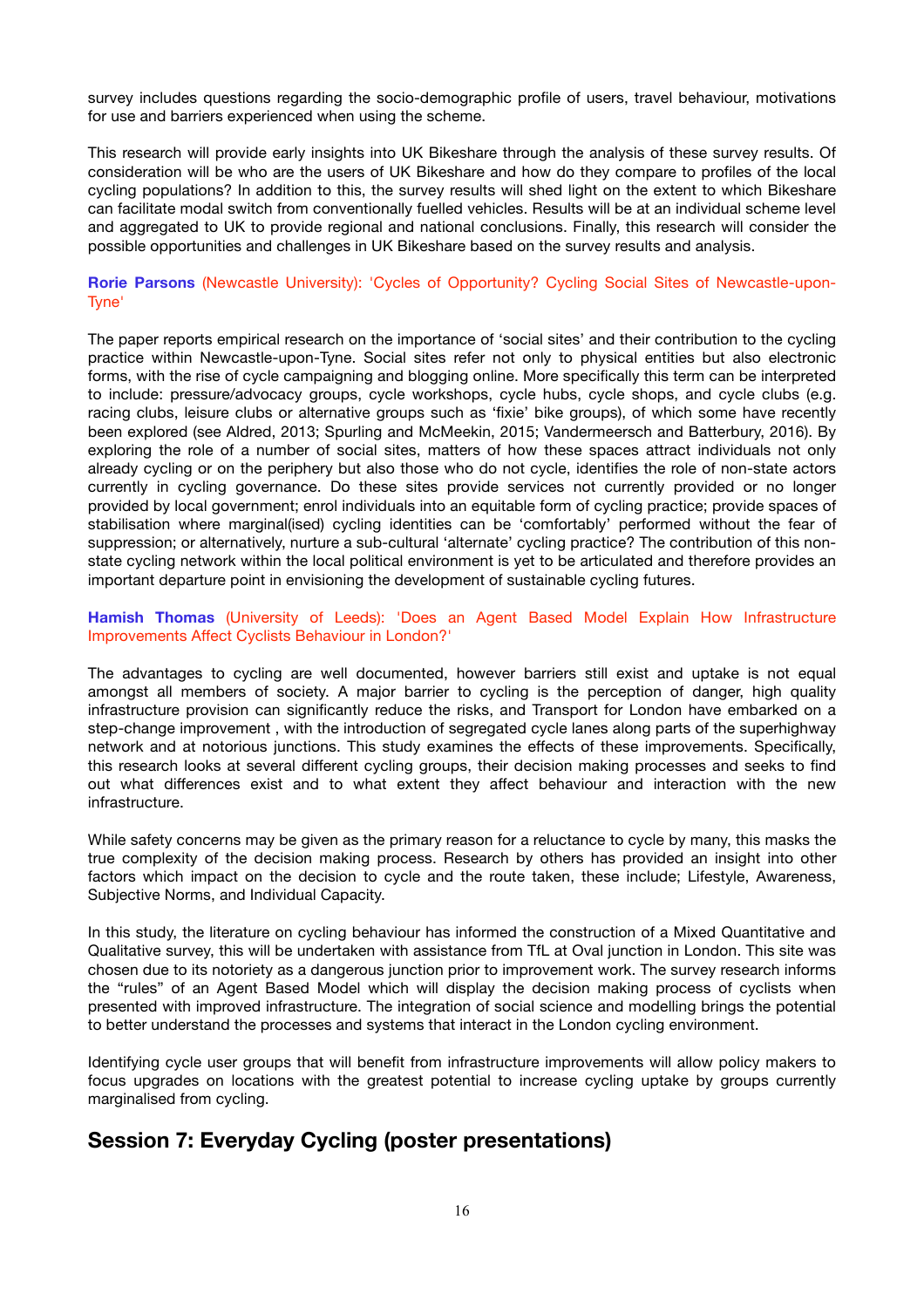survey includes questions regarding the socio-demographic profile of users, travel behaviour, motivations for use and barriers experienced when using the scheme.

This research will provide early insights into UK Bikeshare through the analysis of these survey results. Of consideration will be who are the users of UK Bikeshare and how do they compare to profiles of the local cycling populations? In addition to this, the survey results will shed light on the extent to which Bikeshare can facilitate modal switch from conventionally fuelled vehicles. Results will be at an individual scheme level and aggregated to UK to provide regional and national conclusions. Finally, this research will consider the possible opportunities and challenges in UK Bikeshare based on the survey results and analysis.

**Rorie Parsons** (Newcastle University): 'Cycles of Opportunity? Cycling Social Sites of Newcastle-upon-Tyne'

The paper reports empirical research on the importance of 'social sites' and their contribution to the cycling practice within Newcastle-upon-Tyne. Social sites refer not only to physical entities but also electronic forms, with the rise of cycle campaigning and blogging online. More specifically this term can be interpreted to include: pressure/advocacy groups, cycle workshops, cycle hubs, cycle shops, and cycle clubs (e.g. racing clubs, leisure clubs or alternative groups such as 'fixie' bike groups), of which some have recently been explored (see Aldred, 2013; Spurling and McMeekin, 2015; Vandermeersch and Batterbury, 2016). By exploring the role of a number of social sites, matters of how these spaces attract individuals not only already cycling or on the periphery but also those who do not cycle, identifies the role of non-state actors currently in cycling governance. Do these sites provide services not currently provided or no longer provided by local government; enrol individuals into an equitable form of cycling practice; provide spaces of stabilisation where marginal(ised) cycling identities can be 'comfortably' performed without the fear of suppression; or alternatively, nurture a sub-cultural 'alternate' cycling practice? The contribution of this non-state cycling network within the local political environment is yet to be articulated and therefore provides an important departure point in envisioning the development of sustainable cycling futures.

**Hamish Thomas** (University of Leeds): 'Does an Agent Based Model Explain How Infrastructure Improvements Affect Cyclists Behaviour in London?'

The advantages to cycling are well documented, however barriers still exist and uptake is not equal amongst all members of society. A major barrier to cycling is the perception of danger, high quality infrastructure provision can significantly reduce the risks, and Transport for London have embarked on a step-change improvement , with the introduction of segregated cycle lanes along parts of the superhighway network and at notorious junctions. This study examines the effects of these improvements. Specifically, this research looks at several different cycling groups, their decision making processes and seeks to find out what differences exist and to what extent they affect behaviour and interaction with the new infrastructure.

While safety concerns may be given as the primary reason for a reluctance to cycle by many, this masks the true complexity of the decision making process. Research by others has provided an insight into other factors which impact on the decision to cycle and the route taken, these include; Lifestyle, Awareness, Subjective Norms, and Individual Capacity.

In this study, the literature on cycling behaviour has informed the construction of a Mixed Quantitative and Qualitative survey, this will be undertaken with assistance from TfL at Oval junction in London. This site was chosen due to its notoriety as a dangerous junction prior to improvement work. The survey research informs the "rules" of an Agent Based Model which will display the decision making process of cyclists when presented with improved infrastructure. The integration of social science and modelling brings the potential to better understand the processes and systems that interact in the London cycling environment.

Identifying cycle user groups that will benefit from infrastructure improvements will allow policy makers to focus upgrades on locations with the greatest potential to increase cycling uptake by groups currently marginalised from cycling.

## Session 7: Everyday Cycling (poster presentations)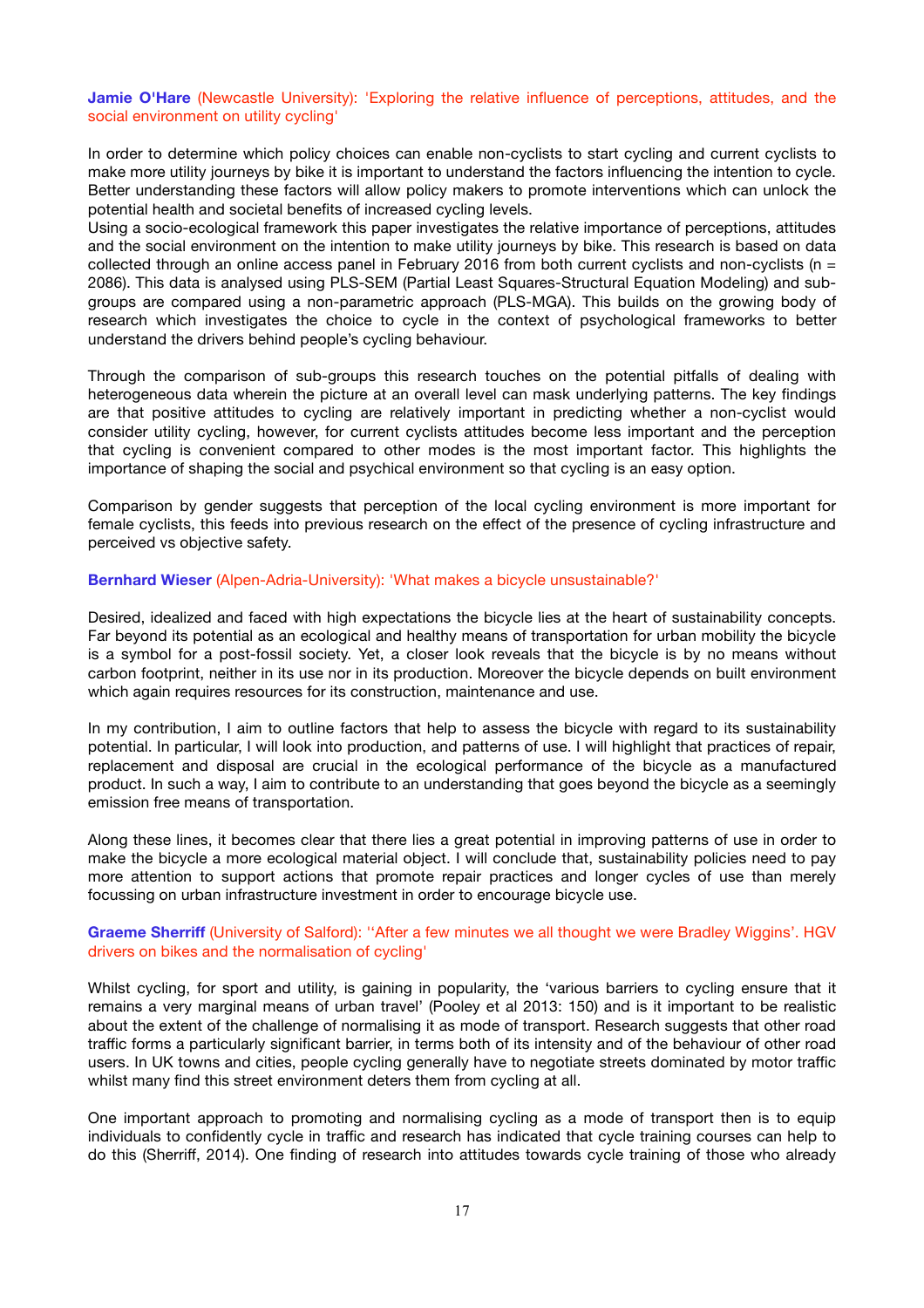**Jamie O'Hare** (Newcastle University): 'Exploring the relative influence of perceptions, attitudes, and the social environment on utility cycling'

In order to determine which policy choices can enable non-cyclists to start cycling and current cyclists to make more utility journeys by bike it is important to understand the factors influencing the intention to cycle. Better understanding these factors will allow policy makers to promote interventions which can unlock the potential health and societal benefits of increased cycling levels.
Using a socio-ecological framework this paper investigates the relative importance of perceptions, attitudes and the social environment on the intention to make utility journeys by bike. This research is based on data collected through an online access panel in February 2016 from both current cyclists and non-cyclists (n = 2086). This data is analysed using PLS-SEM (Partial Least Squares-Structural Equation Modeling) and sub-groups are compared using a non-parametric approach (PLS-MGA). This builds on the growing body of research which investigates the choice to cycle in the context of psychological frameworks to better understand the drivers behind people's cycling behaviour.

Through the comparison of sub-groups this research touches on the potential pitfalls of dealing with heterogeneous data wherein the picture at an overall level can mask underlying patterns. The key findings are that positive attitudes to cycling are relatively important in predicting whether a non-cyclist would consider utility cycling, however, for current cyclists attitudes become less important and the perception that cycling is convenient compared to other modes is the most important factor. This highlights the importance of shaping the social and psychical environment so that cycling is an easy option.

Comparison by gender suggests that perception of the local cycling environment is more important for female cyclists, this feeds into previous research on the effect of the presence of cycling infrastructure and perceived vs objective safety.

**Bernhard Wieser** (Alpen-Adria-University): 'What makes a bicycle unsustainable?'

Desired, idealized and faced with high expectations the bicycle lies at the heart of sustainability concepts. Far beyond its potential as an ecological and healthy means of transportation for urban mobility the bicycle is a symbol for a post-fossil society. Yet, a closer look reveals that the bicycle is by no means without carbon footprint, neither in its use nor in its production. Moreover the bicycle depends on built environment which again requires resources for its construction, maintenance and use.

In my contribution, I aim to outline factors that help to assess the bicycle with regard to its sustainability potential. In particular, I will look into production, and patterns of use. I will highlight that practices of repair, replacement and disposal are crucial in the ecological performance of the bicycle as a manufactured product. In such a way, I aim to contribute to an understanding that goes beyond the bicycle as a seemingly emission free means of transportation.

Along these lines, it becomes clear that there lies a great potential in improving patterns of use in order to make the bicycle a more ecological material object. I will conclude that, sustainability policies need to pay more attention to support actions that promote repair practices and longer cycles of use than merely focussing on urban infrastructure investment in order to encourage bicycle use.

**Graeme Sherriff** (University of Salford): ''After a few minutes we all thought we were Bradley Wiggins'. HGV drivers on bikes and the normalisation of cycling'

Whilst cycling, for sport and utility, is gaining in popularity, the 'various barriers to cycling ensure that it remains a very marginal means of urban travel' (Pooley et al 2013: 150) and is it important to be realistic about the extent of the challenge of normalising it as mode of transport. Research suggests that other road traffic forms a particularly significant barrier, in terms both of its intensity and of the behaviour of other road users. In UK towns and cities, people cycling generally have to negotiate streets dominated by motor traffic whilst many find this street environment deters them from cycling at all.

One important approach to promoting and normalising cycling as a mode of transport then is to equip individuals to confidently cycle in traffic and research has indicated that cycle training courses can help to do this (Sherriff, 2014). One finding of research into attitudes towards cycle training of those who already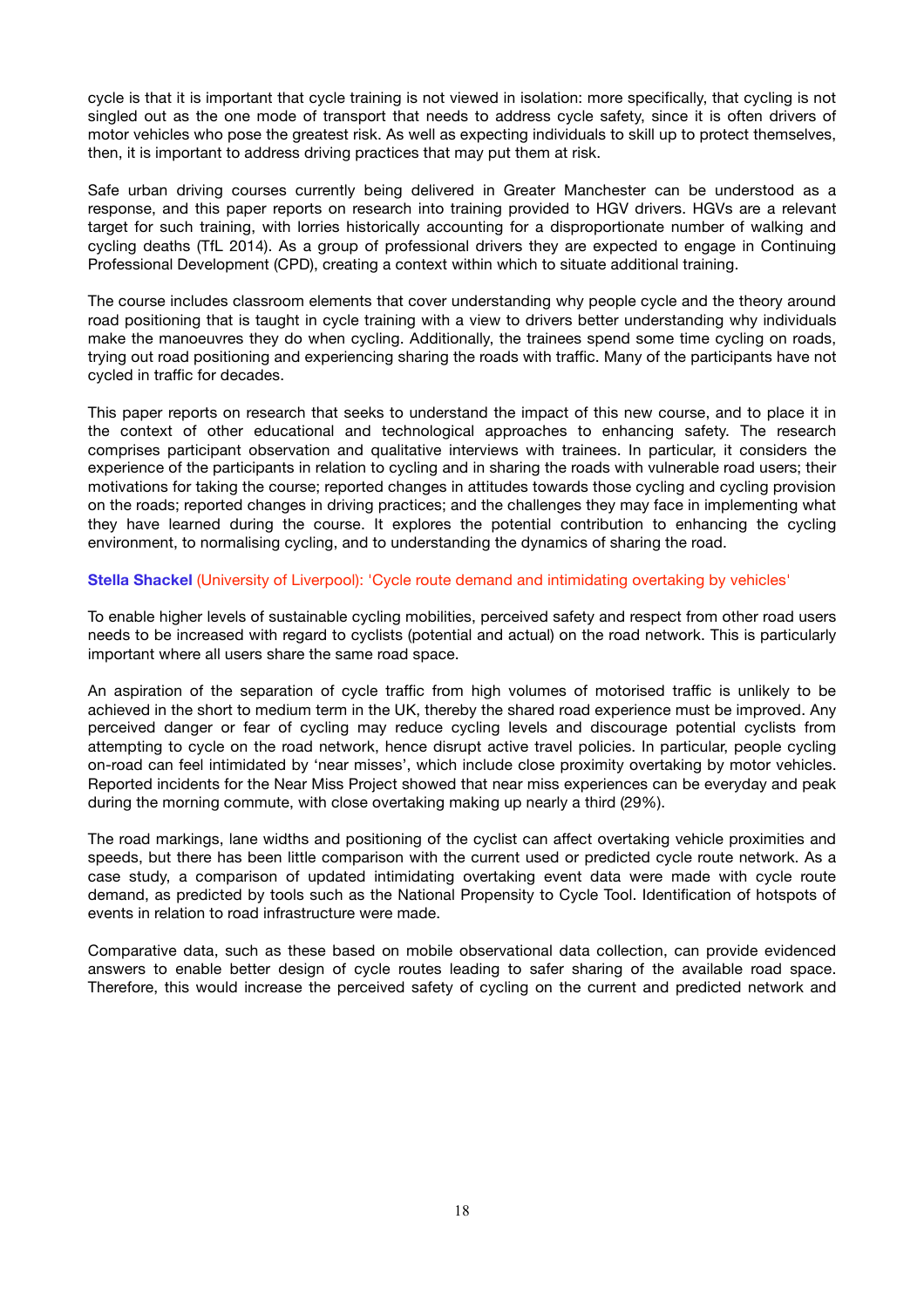cycle is that it is important that cycle training is not viewed in isolation: more specifically, that cycling is not singled out as the one mode of transport that needs to address cycle safety, since it is often drivers of motor vehicles who pose the greatest risk. As well as expecting individuals to skill up to protect themselves, then, it is important to address driving practices that may put them at risk.

Safe urban driving courses currently being delivered in Greater Manchester can be understood as a response, and this paper reports on research into training provided to HGV drivers. HGVs are a relevant target for such training, with lorries historically accounting for a disproportionate number of walking and cycling deaths (TfL 2014). As a group of professional drivers they are expected to engage in Continuing Professional Development (CPD), creating a context within which to situate additional training.

The course includes classroom elements that cover understanding why people cycle and the theory around road positioning that is taught in cycle training with a view to drivers better understanding why individuals make the manoeuvres they do when cycling. Additionally, the trainees spend some time cycling on roads, trying out road positioning and experiencing sharing the roads with traffic. Many of the participants have not cycled in traffic for decades.

This paper reports on research that seeks to understand the impact of this new course, and to place it in the context of other educational and technological approaches to enhancing safety. The research comprises participant observation and qualitative interviews with trainees. In particular, it considers the experience of the participants in relation to cycling and in sharing the roads with vulnerable road users; their motivations for taking the course; reported changes in attitudes towards those cycling and cycling provision on the roads; reported changes in driving practices; and the challenges they may face in implementing what they have learned during the course. It explores the potential contribution to enhancing the cycling environment, to normalising cycling, and to understanding the dynamics of sharing the road.

**Stella Shackel** (University of Liverpool): 'Cycle route demand and intimidating overtaking by vehicles'

To enable higher levels of sustainable cycling mobilities, perceived safety and respect from other road users needs to be increased with regard to cyclists (potential and actual) on the road network. This is particularly important where all users share the same road space.

An aspiration of the separation of cycle traffic from high volumes of motorised traffic is unlikely to be achieved in the short to medium term in the UK, thereby the shared road experience must be improved. Any perceived danger or fear of cycling may reduce cycling levels and discourage potential cyclists from attempting to cycle on the road network, hence disrupt active travel policies. In particular, people cycling on-road can feel intimidated by 'near misses', which include close proximity overtaking by motor vehicles. Reported incidents for the Near Miss Project showed that near miss experiences can be everyday and peak during the morning commute, with close overtaking making up nearly a third (29%).

The road markings, lane widths and positioning of the cyclist can affect overtaking vehicle proximities and speeds, but there has been little comparison with the current used or predicted cycle route network. As a case study, a comparison of updated intimidating overtaking event data were made with cycle route demand, as predicted by tools such as the National Propensity to Cycle Tool. Identification of hotspots of events in relation to road infrastructure were made.

Comparative data, such as these based on mobile observational data collection, can provide evidenced answers to enable better design of cycle routes leading to safer sharing of the available road space. Therefore, this would increase the perceived safety of cycling on the current and predicted network and